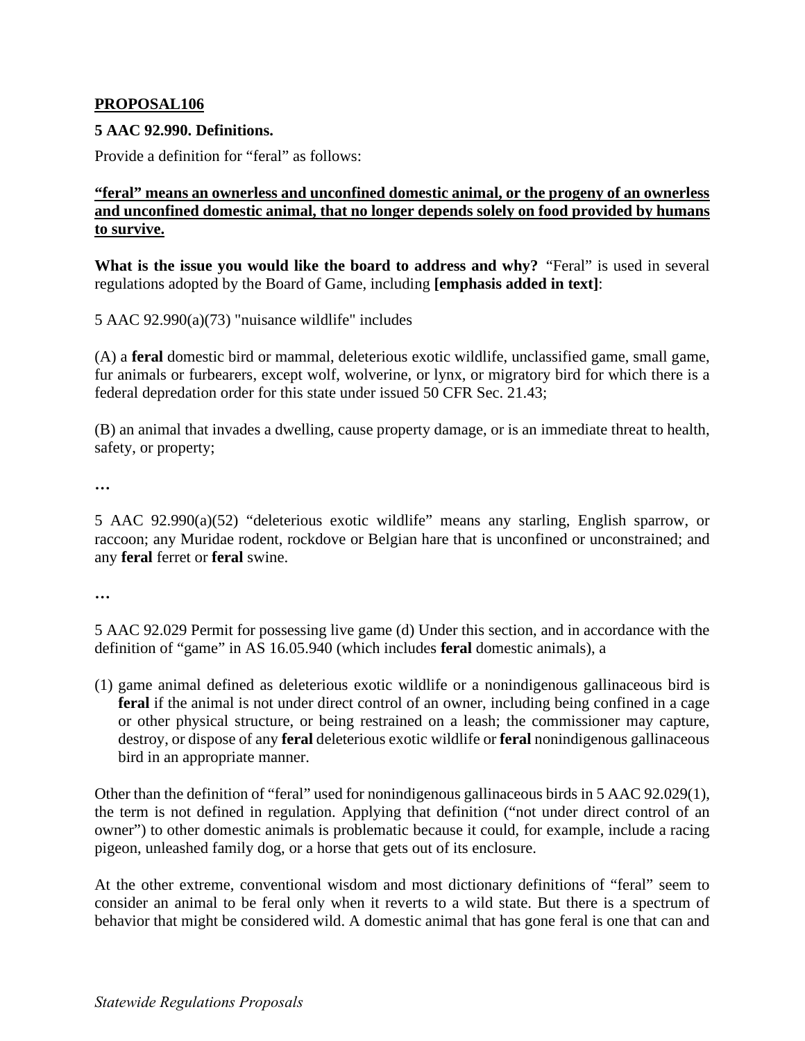**PROPOSAL106**

**5 AAC 92.990. Definitions.**

Provide a definition for "feral" as follows:

**"feral" means an ownerless and unconfined domestic animal, or the progeny of an ownerless and unconfined domestic animal, that no longer depends solely on food provided by humans to survive.**

**What is the issue you would like the board to address and why?** "Feral" is used in several regulations adopted by the Board of Game, including **[emphasis added in text]**:

5 AAC 92.990(a)(73) "nuisance wildlife" includes

(A) a **feral** domestic bird or mammal, deleterious exotic wildlife, unclassified game, small game, fur animals or furbearers, except wolf, wolverine, or lynx, or migratory bird for which there is a federal depredation order for this state under issued 50 CFR Sec. 21.43;

(B) an animal that invades a dwelling, cause property damage, or is an immediate threat to health, safety, or property;

…

5 AAC 92.990(a)(52) "deleterious exotic wildlife" means any starling, English sparrow, or raccoon; any Muridae rodent, rockdove or Belgian hare that is unconfined or unconstrained; and any **feral** ferret or **feral** swine.

…

5 AAC 92.029 Permit for possessing live game (d) Under this section, and in accordance with the definition of "game" in AS 16.05.940 (which includes **feral** domestic animals), a

(1) game animal defined as deleterious exotic wildlife or a nonindigenous gallinaceous bird is **feral** if the animal is not under direct control of an owner, including being confined in a cage or other physical structure, or being restrained on a leash; the commissioner may capture, destroy, or dispose of any **feral** deleterious exotic wildlife or **feral** nonindigenous gallinaceous bird in an appropriate manner.

Other than the definition of "feral" used for nonindigenous gallinaceous birds in 5 AAC 92.029(1), the term is not defined in regulation. Applying that definition ("not under direct control of an owner") to other domestic animals is problematic because it could, for example, include a racing pigeon, unleashed family dog, or a horse that gets out of its enclosure.

At the other extreme, conventional wisdom and most dictionary definitions of "feral" seem to consider an animal to be feral only when it reverts to a wild state. But there is a spectrum of behavior that might be considered wild. A domestic animal that has gone feral is one that can and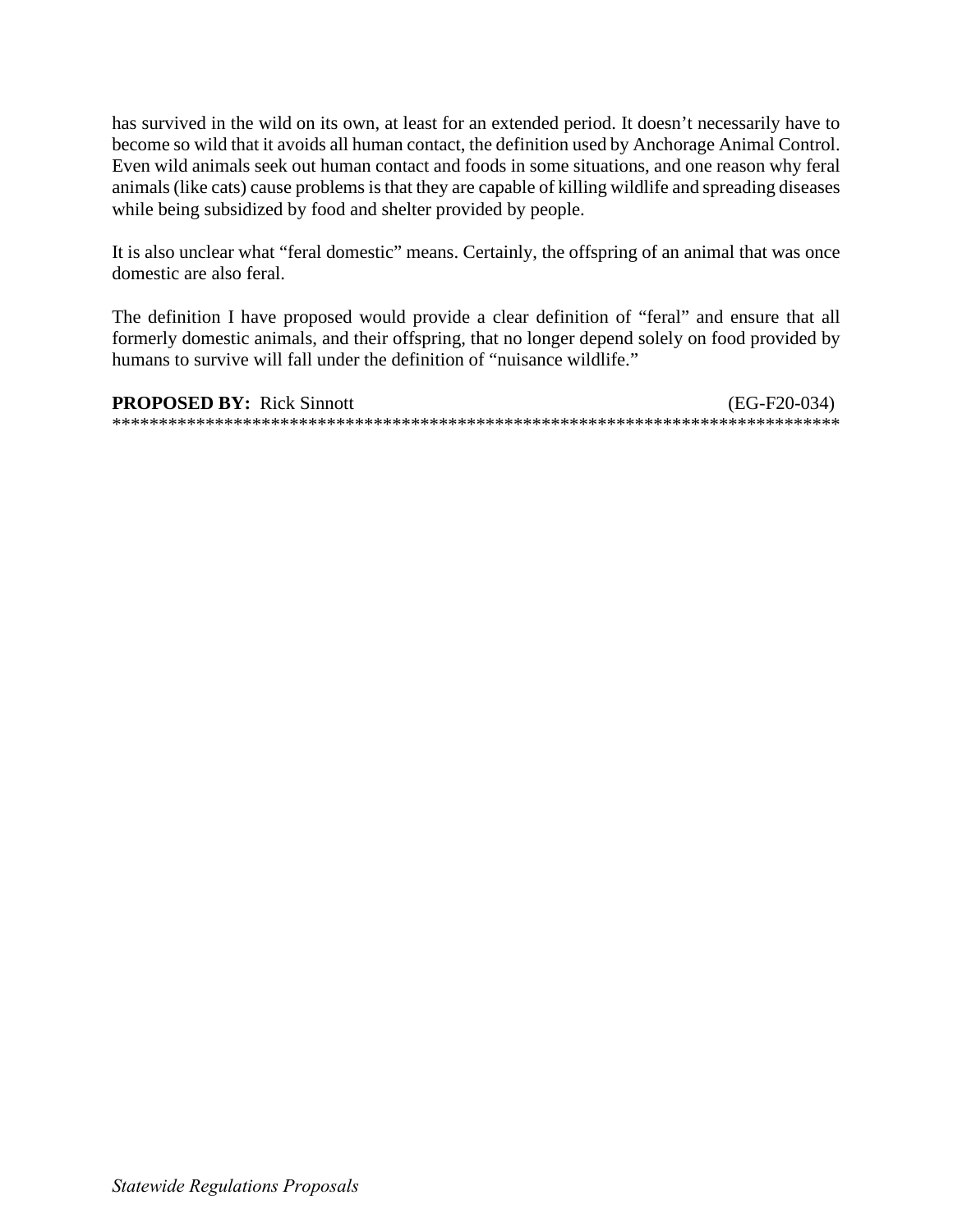has survived in the wild on its own, at least for an extended period. It doesn't necessarily have to become so wild that it avoids all human contact, the definition used by Anchorage Animal Control. Even wild animals seek out human contact and foods in some situations, and one reason why feral animals (like cats) cause problems is that they are capable of killing wildlife and spreading diseases while being subsidized by food and shelter provided by people.

It is also unclear what "feral domestic" means. Certainly, the offspring of an animal that was once domestic are also feral.

The definition I have proposed would provide a clear definition of "feral" and ensure that all formerly domestic animals, and their offspring, that no longer depend solely on food provided by humans to survive will fall under the definition of "nuisance wildlife."

**PROPOSED BY:** Rick Sinnott (EG-F20-034)

******************************************************************************